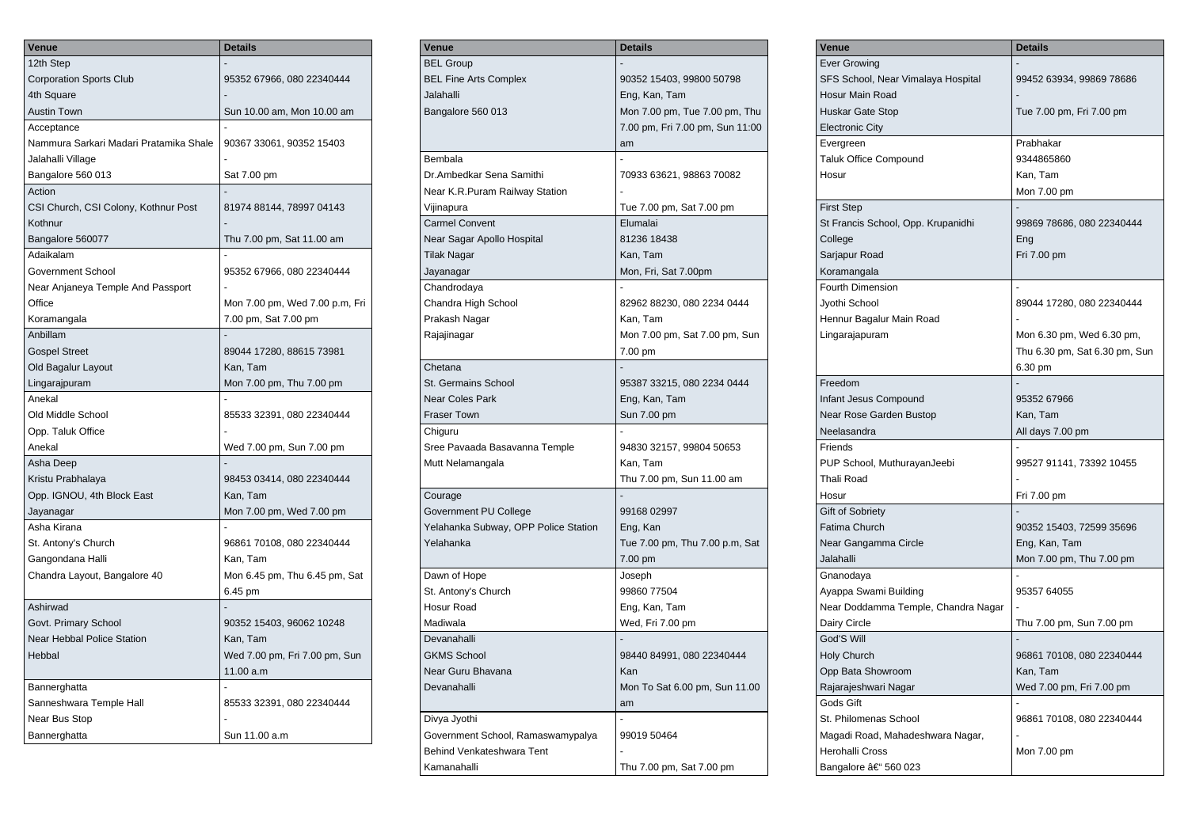| Venue | Details |
| --- | --- |
| 12th Step | - |
| Corporation Sports Club | 95352 67966, 080 22340444 |
| 4th Square | - |
| Austin Town | Sun 10.00 am, Mon 10.00 am |
| Acceptance | - |
| Nammura Sarkari Madari Pratamika Shale | 90367 33061, 90352 15403 |
| Jalahalli Village | - |
| Bangalore 560 013 | Sat 7.00 pm |
| Action | - |
| CSI Church, CSI Colony, Kothnur Post | 81974 88144, 78997 04143 |
| Kothnur | - |
| Bangalore 560077 | Thu 7.00 pm, Sat 11.00 am |
| Adaikalam | - |
| Government School | 95352 67966, 080 22340444 |
| Near Anjaneya Temple And Passport | - |
| Office | Mon 7.00 pm, Wed 7.00 p.m, Fri |
| Koramangala | 7.00 pm, Sat 7.00 pm |
| Anbillam | - |
| Gospel Street | 89044 17280, 88615 73981 |
| Old Bagalur Layout | Kan, Tam |
| Lingarajpuram | Mon 7.00 pm, Thu 7.00 pm |
| Anekal | - |
| Old Middle School | 85533 32391, 080 22340444 |
| Opp. Taluk Office | - |
| Anekal | Wed 7.00 pm, Sun 7.00 pm |
| Asha Deep | - |
| Kristu Prabhalaya | 98453 03414, 080 22340444 |
| Opp. IGNOU, 4th Block East | Kan, Tam |
| Jayanagar | Mon 7.00 pm, Wed 7.00 pm |
| Asha Kirana | - |
| St. Antony's Church | 96861 70108, 080 22340444 |
| Gangondana Halli | Kan, Tam |
| Chandra Layout, Bangalore 40 | Mon 6.45 pm, Thu 6.45 pm, Sat |
| | 6.45 pm |
| Ashirwad | - |
| Govt. Primary School | 90352 15403, 96062 10248 |
| Near Hebbal Police Station | Kan, Tam |
| Hebbal | Wed 7.00 pm, Fri 7.00 pm, Sun |
| | 11.00 a.m |
| Bannerghatta | - |
| Sanneshwara Temple Hall | 85533 32391, 080 22340444 |
| Near Bus Stop | - |
| Bannerghatta | Sun 11.00 a.m |

| Venue | Details |
| --- | --- |
| BEL Group | - |
| BEL Fine Arts Complex | 90352 15403, 99800 50798 |
| Jalahalli | Eng, Kan, Tam |
| Bangalore 560 013 | Mon 7.00 pm, Tue 7.00 pm, Thu |
| | 7.00 pm, Fri 7.00 pm, Sun 11:00 |
| | am |
| Bembala | - |
| Dr.Ambedkar Sena Samithi | 70933 63621, 98863 70082 |
| Near K.R.Puram Railway Station | - |
| Vijinapura | Tue 7.00 pm, Sat 7.00 pm |
| Carmel Convent | Elumalai |
| Near Sagar Apollo Hospital | 81236 18438 |
| Tilak Nagar | Kan, Tam |
| Jayanagar | Mon, Fri, Sat 7.00pm |
| Chandrodaya | - |
| Chandra High School | 82962 88230, 080 2234 0444 |
| Prakash Nagar | Kan, Tam |
| Rajajinagar | Mon 7.00 pm, Sat 7.00 pm, Sun |
| | 7.00 pm |
| Chetana | - |
| St. Germains School | 95387 33215, 080 2234 0444 |
| Near Coles Park | Eng, Kan, Tam |
| Fraser Town | Sun 7.00 pm |
| Chiguru | - |
| Sree Pavaada Basavanna Temple | 94830 32157, 99804 50653 |
| Mutt Nelamangala | Kan, Tam |
| | Thu 7.00 pm, Sun 11.00 am |
| Courage | - |
| Government PU College | 99168 02997 |
| Yelahanka Subway, OPP Police Station | Eng, Kan |
| Yelahanka | Tue 7.00 pm, Thu 7.00 p.m, Sat |
| | 7.00 pm |
| Dawn of Hope | Joseph |
| St. Antony's Church | 99860 77504 |
| Hosur Road | Eng, Kan, Tam |
| Madiwala | Wed, Fri 7.00 pm |
| Devanahalli | - |
| GKMS School | 98440 84991, 080 22340444 |
| Near Guru Bhavana | Kan |
| Devanahalli | Mon To Sat 6.00 pm, Sun 11.00 |
| | am |
| Divya Jyothi | - |
| Government School, Ramaswampalya | 99019 50464 |
| Behind Venkateshwara Tent | - |
| Kamanahalli | Thu 7.00 pm, Sat 7.00 pm |

| Venue | Details |
| --- | --- |
| Ever Growing | - |
| SFS School, Near Vimalaya Hospital | 99452 63934, 99869 78686 |
| Hosur Main Road | - |
| Huskar Gate Stop | Tue 7.00 pm, Fri 7.00 pm |
| Electronic City | |
| Evergreen | Prabhakar |
| Taluk Office Compound | 9344865860 |
| Hosur | Kan, Tam |
| | Mon 7.00 pm |
| First Step | - |
| St Francis School, Opp. Krupanidhi | 99869 78686, 080 22340444 |
| College | Eng |
| Sarjapur Road | Fri 7.00 pm |
| Koramangala | |
| Fourth Dimension | - |
| Jyothi School | 89044 17280, 080 22340444 |
| Hennur Bagalur Main Road | - |
| Lingarajapuram | Mon 6.30 pm, Wed 6.30 pm, |
| | Thu 6.30 pm, Sat 6.30 pm, Sun |
| | 6.30 pm |
| Freedom | - |
| Infant Jesus Compound | 95352 67966 |
| Near Rose Garden Bustop | Kan, Tam |
| Neelasandra | All days 7.00 pm |
| Friends | - |
| PUP School, MuthurayanJeebi | 99527 91141, 73392 10455 |
| Thali Road | - |
| Hosur | Fri 7.00 pm |
| Gift of Sobriety | - |
| Fatima Church | 90352 15403, 72599 35696 |
| Near Gangamma Circle | Eng, Kan, Tam |
| Jalahalli | Mon 7.00 pm, Thu 7.00 pm |
| Gnanodaya | - |
| Ayappa Swami Building | 95357 64055 |
| Near Doddamma Temple, Chandra Nagar | - |
| Dairy Circle | Thu 7.00 pm, Sun 7.00 pm |
| God'S Will | - |
| Holy Church | 96861 70108, 080 22340444 |
| Opp Bata Showroom | Kan, Tam |
| Rajarajeshwari Nagar | Wed 7.00 pm, Fri 7.00 pm |
| Gods Gift | - |
| St. Philomenas School | 96861 70108, 080 22340444 |
| Magadi Road, Mahadeshwara Nagar, | - |
| Herohalli Cross | Mon 7.00 pm |
| Bangalore â€“ 560 023 | |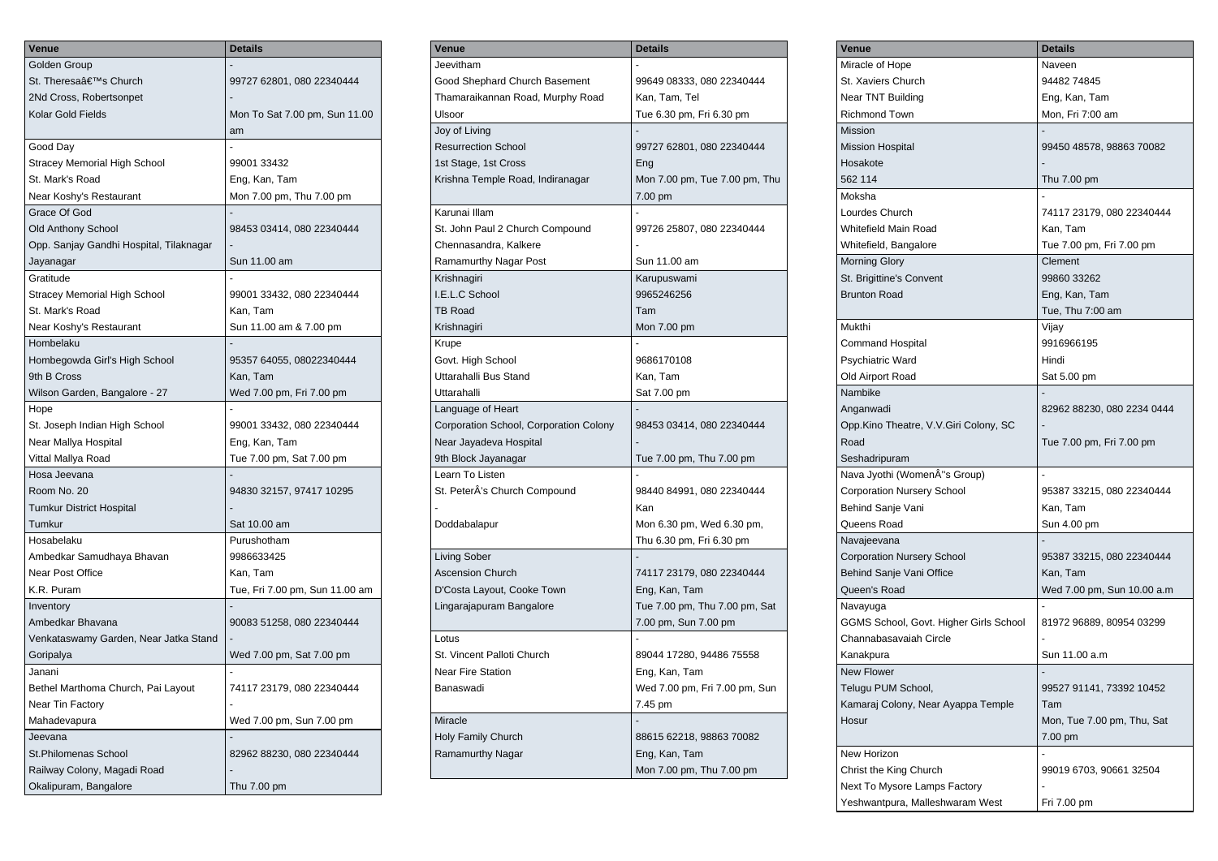| Venue | Details |
|---|---|
| Golden Group | - |
| St. Theresaâ€™s Church | 99727 62801, 080 22340444 |
| 2Nd Cross, Robertsonpet | - |
| Kolar Gold Fields | Mon To Sat 7.00 pm, Sun 11.00 am |
| Good Day | - |
| Stracey Memorial High School | 99001 33432 |
| St. Mark's Road | Eng, Kan, Tam |
| Near Koshy's Restaurant | Mon 7.00 pm, Thu 7.00 pm |
| Grace Of God | - |
| Old Anthony School | 98453 03414, 080 22340444 |
| Opp. Sanjay Gandhi Hospital, Tilaknagar | - |
| Jayanagar | Sun 11.00 am |
| Gratitude | - |
| Stracey Memorial High School | 99001 33432, 080 22340444 |
| St. Mark's Road | Kan, Tam |
| Near Koshy's Restaurant | Sun 11.00 am & 7.00 pm |
| Hombelaku | - |
| Hombegowda Girl's High School | 95357 64055, 08022340444 |
| 9th B Cross | Kan, Tam |
| Wilson Garden, Bangalore - 27 | Wed 7.00 pm, Fri 7.00 pm |
| Hope | - |
| St. Joseph Indian High School | 99001 33432, 080 22340444 |
| Near Mallya Hospital | Eng, Kan, Tam |
| Vittal Mallya Road | Tue 7.00 pm, Sat 7.00 pm |
| Hosa Jeevana | - |
| Room No. 20 | 94830 32157, 97417 10295 |
| Tumkur District Hospital | - |
| Tumkur | Sat 10.00 am |
| Hosabelaku | Purushotham |
| Ambedkar Samudhaya Bhavan | 9986633425 |
| Near Post Office | Kan, Tam |
| K.R. Puram | Tue, Fri 7.00 pm, Sun 11.00 am |
| Inventory | - |
| Ambedkar Bhavana | 90083 51258, 080 22340444 |
| Venkataswamy Garden, Near Jatka Stand | - |
| Goripalya | Wed 7.00 pm, Sat 7.00 pm |
| Janani | - |
| Bethel Marthoma Church, Pai Layout | 74117 23179, 080 22340444 |
| Near Tin Factory | - |
| Mahadevapura | Wed 7.00 pm, Sun 7.00 pm |
| Jeevana | - |
| St.Philomenas School | 82962 88230, 080 22340444 |
| Railway Colony, Magadi Road | - |
| Okalipuram, Bangalore | Thu 7.00 pm |

| Venue | Details |
|---|---|
| Jeevitham | - |
| Good Shephard Church Basement | 99649 08333, 080 22340444 |
| Thamaraikannan Road, Murphy Road | Kan, Tam, Tel |
| Ulsoor | Tue 6.30 pm, Fri 6.30 pm |
| Joy of Living | - |
| Resurrection School | 99727 62801, 080 22340444 |
| 1st Stage, 1st Cross | Eng |
| Krishna Temple Road, Indiranagar | Mon 7.00 pm, Tue 7.00 pm, Thu 7.00 pm |
| Karunai Illam | - |
| St. John Paul 2 Church Compound | 99726 25807, 080 22340444 |
| Chennasandra, Kalkere | - |
| Ramamurthy Nagar Post | Sun 11.00 am |
| Krishnagiri | Karupuswami |
| I.E.L.C School | 9965246256 |
| TB Road | Tam |
| Krishnagiri | Mon 7.00 pm |
| Krupe | - |
| Govt. High School | 9686170108 |
| Uttarahalli Bus Stand | Kan, Tam |
| Uttarahalli | Sat 7.00 pm |
| Language of Heart | - |
| Corporation School, Corporation Colony | 98453 03414, 080 22340444 |
| Near Jayadeva Hospital | - |
| 9th Block Jayanagar | Tue 7.00 pm, Thu 7.00 pm |
| Learn To Listen | - |
| St. PeterÂ's Church Compound | 98440 84991, 080 22340444 |
| - | Kan |
| Doddabalapur | Mon 6.30 pm, Wed 6.30 pm, Thu 6.30 pm, Fri 6.30 pm |
| Living Sober | - |
| Ascension Church | 74117 23179, 080 22340444 |
| D'Costa Layout, Cooke Town | Eng, Kan, Tam |
| Lingarajapuram Bangalore | Tue 7.00 pm, Thu 7.00 pm, Sat 7.00 pm, Sun 7.00 pm |
| Lotus | - |
| St. Vincent Palloti Church | 89044 17280, 94486 75558 |
| Near Fire Station | Eng, Kan, Tam |
| Banaswadi | Wed 7.00 pm, Fri 7.00 pm, Sun 7.45 pm |
| Miracle | - |
| Holy Family Church | 88615 62218, 98863 70082 |
| Ramamurthy Nagar | Eng, Kan, Tam |
| | Mon 7.00 pm, Thu 7.00 pm |

| Venue | Details |
|---|---|
| Miracle of Hope | Naveen |
| St. Xaviers Church | 94482 74845 |
| Near TNT Building | Eng, Kan, Tam |
| Richmond Town | Mon, Fri 7:00 am |
| Mission | - |
| Mission Hospital | 99450 48578, 98863 70082 |
| Hosakote | - |
| 562 114 | Thu 7.00 pm |
| Moksha | - |
| Lourdes Church | 74117 23179, 080 22340444 |
| Whitefield Main Road | Kan, Tam |
| Whitefield, Bangalore | Tue 7.00 pm, Fri 7.00 pm |
| Morning Glory | Clement |
| St. Brigittine's Convent | 99860 33262 |
| Brunton Road | Eng, Kan, Tam |
| | Tue, Thu 7:00 am |
| Mukthi | Vijay |
| Command Hospital | 9916966195 |
| Psychiatric Ward | Hindi |
| Old Airport Road | Sat 5.00 pm |
| Nambike | - |
| Anganwadi | 82962 88230, 080 2234 0444 |
| Opp.Kino Theatre, V.V.Giri Colony, SC | - |
| Road | Tue 7.00 pm, Fri 7.00 pm |
| Seshadripuram | |
| Nava Jyothi (WomenÂ"s Group) | - |
| Corporation Nursery School | 95387 33215, 080 22340444 |
| Behind Sanje Vani | Kan, Tam |
| Queens Road | Sun 4.00 pm |
| Navajeevana | - |
| Corporation Nursery School | 95387 33215, 080 22340444 |
| Behind Sanje Vani Office | Kan, Tam |
| Queen's Road | Wed 7.00 pm, Sun 10.00 a.m |
| Navayuga | - |
| GGMS School, Govt. Higher Girls School | 81972 96889, 80954 03299 |
| Channabasavaiah Circle | - |
| Kanakpura | Sun 11.00 a.m |
| New Flower | - |
| Telugu PUM School, | 99527 91141, 73392 10452 |
| Kamaraj Colony, Near Ayappa Temple | Tam |
| Hosur | Mon, Tue 7.00 pm, Thu, Sat 7.00 pm |
| New Horizon | - |
| Christ the King Church | 99019 6703, 90661 32504 |
| Next To Mysore Lamps Factory | - |
| Yeshwantpura, Malleshwaram West | Fri 7.00 pm |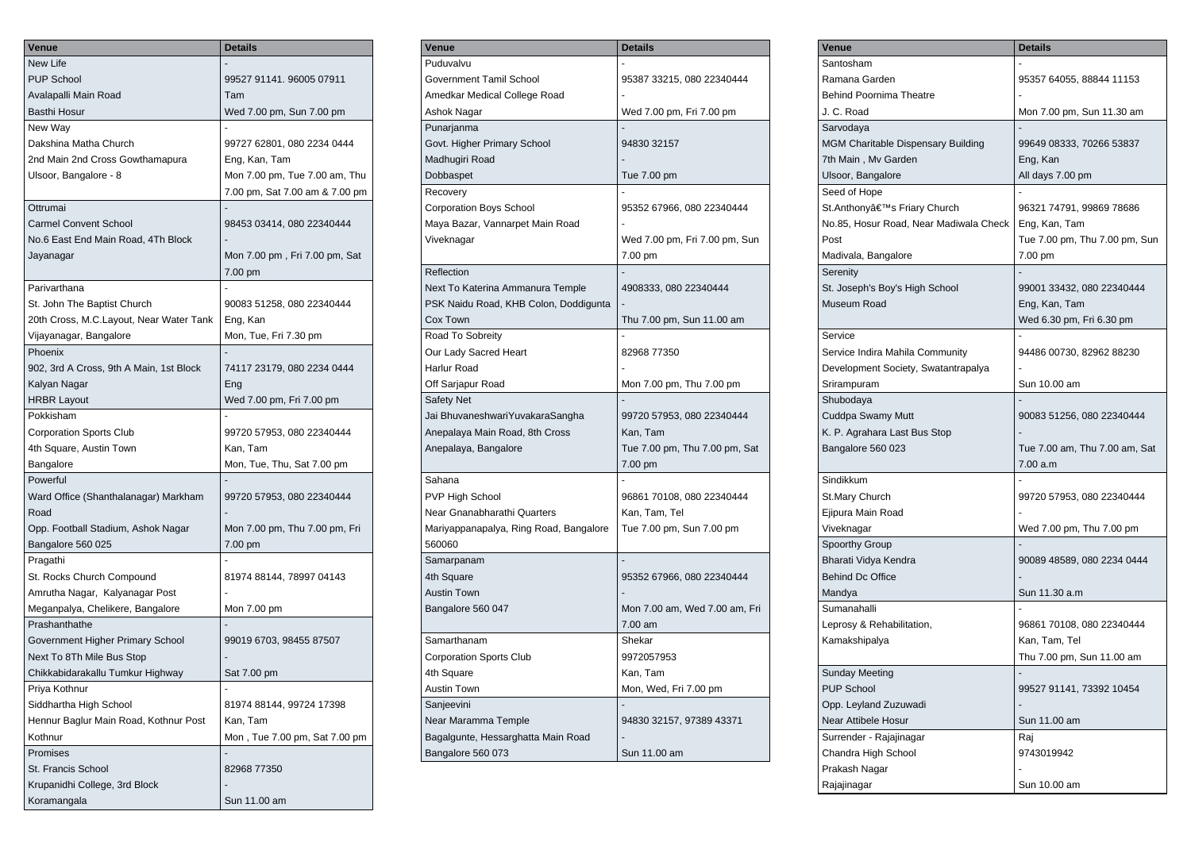| Venue | Details |
|---|---|
| New Life | - |
| PUP School | 99527 91141. 96005 07911 |
| Avalapalli Main Road | Tam |
| Basthi Hosur | Wed 7.00 pm, Sun 7.00 pm |
| New Way | - |
| Dakshina Matha Church | 99727 62801, 080 2234 0444 |
| 2nd Main 2nd Cross Gowthamapura | Eng, Kan, Tam |
| Ulsoor, Bangalore - 8 | Mon 7.00 pm, Tue 7.00 am, Thu 7.00 pm, Sat 7.00 am & 7.00 pm |
| Ottrumai | - |
| Carmel Convent School | 98453 03414, 080 22340444 |
| No.6 East End Main Road, 4Th Block | - |
| Jayanagar | Mon 7.00 pm , Fri 7.00 pm, Sat 7.00 pm |
| Parivarthana | - |
| St. John The Baptist Church | 90083 51258, 080 22340444 |
| 20th Cross, M.C.Layout, Near Water Tank | Eng, Kan |
| Vijayanagar, Bangalore | Mon, Tue, Fri 7.30 pm |
| Phoenix | - |
| 902, 3rd A Cross, 9th A Main, 1st Block | 74117 23179, 080 2234 0444 |
| Kalyan Nagar | Eng |
| HRBR Layout | Wed 7.00 pm, Fri 7.00 pm |
| Pokkisham | - |
| Corporation Sports Club | 99720 57953, 080 22340444 |
| 4th Square, Austin Town | Kan, Tam |
| Bangalore | Mon, Tue, Thu, Sat 7.00 pm |
| Powerful | - |
| Ward Office (Shanthalanagar) Markham Road | 99720 57953, 080 22340444 |
| Opp. Football Stadium, Ashok Nagar | Mon 7.00 pm, Thu 7.00 pm, Fri |
| Bangalore 560 025 | 7.00 pm |
| Pragathi | - |
| St. Rocks Church Compound | 81974 88144, 78997 04143 |
| Amrutha Nagar, Kalyanagar Post | - |
| Meganpalya, Chelikere, Bangalore | Mon 7.00 pm |
| Prashanthathe | - |
| Government Higher Primary School | 99019 6703, 98455 87507 |
| Next To 8Th Mile Bus Stop | - |
| Chikkabidarakallu Tumkur Highway | Sat 7.00 pm |
| Priya Kothnur | - |
| Siddhartha High School | 81974 88144, 99724 17398 |
| Hennur Baglur Main Road, Kothnur Post | Kan, Tam |
| Kothnur | Mon , Tue 7.00 pm, Sat 7.00 pm |
| Promises | - |
| St. Francis School | 82968 77350 |
| Krupanidhi College, 3rd Block | - |
| Koramangala | Sun 11.00 am |

| Venue | Details |
|---|---|
| Puduvalvu | - |
| Government Tamil School | 95387 33215, 080 22340444 |
| Amedkar Medical College Road | - |
| Ashok Nagar | Wed 7.00 pm, Fri 7.00 pm |
| Punarjanma | - |
| Govt. Higher Primary School | 94830 32157 |
| Madhugiri Road | - |
| Dobbaspet | Tue 7.00 pm |
| Recovery | - |
| Corporation Boys School | 95352 67966, 080 22340444 |
| Maya Bazar, Vannarpet Main Road | - |
| Viveknagar | Wed 7.00 pm, Fri 7.00 pm, Sun 7.00 pm |
| Reflection | - |
| Next To Katerina Ammanura Temple | 4908333, 080 22340444 |
| PSK Naidu Road, KHB Colon, Doddigunta | - |
| Cox Town | Thu 7.00 pm, Sun 11.00 am |
| Road To Sobreity | - |
| Our Lady Sacred Heart | 82968 77350 |
| Harlur Road | - |
| Off Sarjapur Road | Mon 7.00 pm, Thu 7.00 pm |
| Safety Net | - |
| Jai BhuvaneshwariYuvakaraSangha | 99720 57953, 080 22340444 |
| Anepalaya Main Road, 8th Cross | Kan, Tam |
| Anepalaya, Bangalore | Tue 7.00 pm, Thu 7.00 pm, Sat 7.00 pm |
| Sahana | - |
| PVP High School | 96861 70108, 080 22340444 |
| Near Gnanabharathi Quarters | Kan, Tam, Tel |
| Mariyappanapalya, Ring Road, Bangalore 560060 | Tue 7.00 pm, Sun 7.00 pm |
| Samarpanam | - |
| 4th Square | 95352 67966, 080 22340444 |
| Austin Town | - |
| Bangalore 560 047 | Mon 7.00 am, Wed 7.00 am, Fri 7.00 am |
| Samarthanam | Shekar |
| Corporation Sports Club | 9972057953 |
| 4th Square | Kan, Tam |
| Austin Town | Mon, Wed, Fri 7.00 pm |
| Sanjeevini | - |
| Near Maramma Temple | 94830 32157, 97389 43371 |
| Bagalgunte, Hessarghatta Main Road | - |
| Bangalore 560 073 | Sun 11.00 am |

| Venue | Details |
|---|---|
| Santosham | - |
| Ramana Garden | 95357 64055, 88844 11153 |
| Behind Poornima Theatre | - |
| J. C. Road | Mon 7.00 pm, Sun 11.30 am |
| Sarvodaya | - |
| MGM Charitable Dispensary Building | 99649 08333, 70266 53837 |
| 7th Main , Mv Garden | Eng, Kan |
| Ulsoor, Bangalore | All days 7.00 pm |
| Seed of Hope | - |
| St.Anthonyâ€™s Friary Church | 96321 74791, 99869 78686 |
| No.85, Hosur Road, Near Madiwala Check Post | Eng, Kan, Tam |
| | Tue 7.00 pm, Thu 7.00 pm, Sun |
| Madivala, Bangalore | 7.00 pm |
| Serenity | - |
| St. Joseph's Boy's High School | 99001 33432, 080 22340444 |
| Museum Road | Eng, Kan, Tam |
| | Wed 6.30 pm, Fri 6.30 pm |
| Service | - |
| Service Indira Mahila Community | 94486 00730, 82962 88230 |
| Development Society, Swatantrapalya | - |
| Srirampuram | Sun 10.00 am |
| Shubodaya | - |
| Cuddpa Swamy Mutt | 90083 51256, 080 22340444 |
| K. P. Agrahara Last Bus Stop | - |
| Bangalore 560 023 | Tue 7.00 am, Thu 7.00 am, Sat 7.00 a.m |
| Sindikkum | - |
| St.Mary Church | 99720 57953, 080 22340444 |
| Ejipura Main Road | - |
| Viveknagar | Wed 7.00 pm, Thu 7.00 pm |
| Spoorthy Group | - |
| Bharati Vidya Kendra | 90089 48589, 080 2234 0444 |
| Behind Dc Office | - |
| Mandya | Sun 11.30 a.m |
| Sumanahalli | - |
| Leprosy & Rehabilitation, | 96861 70108, 080 22340444 |
| Kamakshipalya | Kan, Tam, Tel |
| | Thu 7.00 pm, Sun 11.00 am |
| Sunday Meeting | - |
| PUP School | 99527 91141, 73392 10454 |
| Opp. Leyland Zuzuwadi | - |
| Near Attibele Hosur | Sun 11.00 am |
| Surrender - Rajajinagar | Raj |
| Chandra High School | 9743019942 |
| Prakash Nagar | - |
| Rajajinagar | Sun 10.00 am |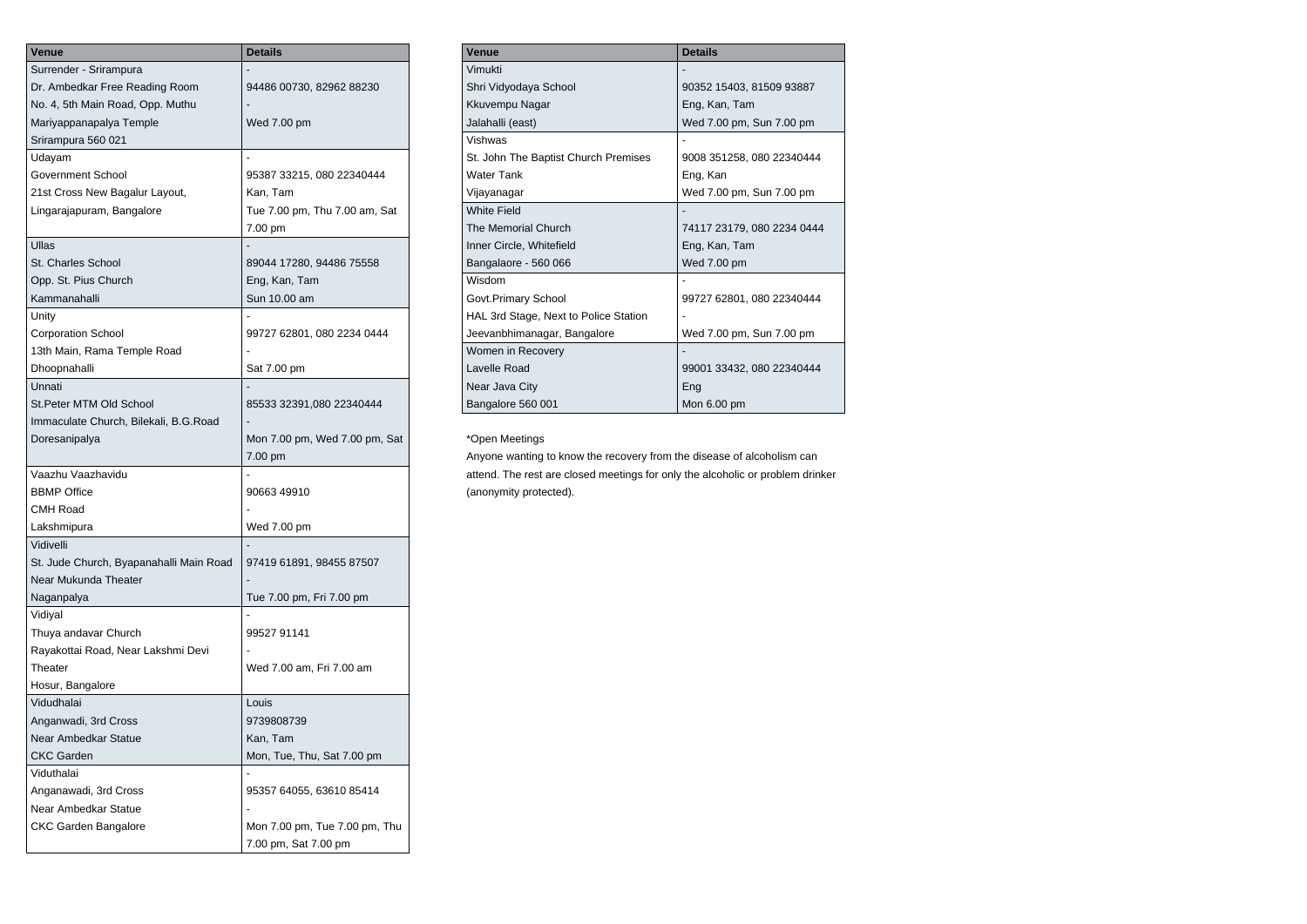| Venue | Details |
| --- | --- |
| Surrender - Srirampura | - |
| Dr. Ambedkar Free Reading Room | 94486 00730, 82962 88230 |
| No. 4, 5th Main Road, Opp. Muthu | - |
| Mariyappanapalya Temple | Wed 7.00 pm |
| Srirampura 560 021 | |
| Udayam | - |
| Government School | 95387 33215, 080 22340444 |
| 21st Cross New Bagalur Layout, | Kan, Tam |
| Lingarajapuram, Bangalore | Tue 7.00 pm, Thu 7.00 am, Sat 7.00 pm |
| Ullas | - |
| St. Charles School | 89044 17280, 94486 75558 |
| Opp. St. Pius Church | Eng, Kan, Tam |
| Kammanahalli | Sun 10.00 am |
| Unity | - |
| Corporation School | 99727 62801, 080 2234 0444 |
| 13th Main, Rama Temple Road | - |
| Dhoopnahalli | Sat 7.00 pm |
| Unnati | - |
| St.Peter MTM Old School | 85533 32391,080 22340444 |
| Immaculate Church, Bilekali, B.G.Road | - |
| Doresanipalya | Mon 7.00 pm, Wed 7.00 pm, Sat 7.00 pm |
| Vaazhu Vaazhavidu | - |
| BBMP Office | 90663 49910 |
| CMH Road | - |
| Lakshmipura | Wed 7.00 pm |
| Vidivelli | - |
| St. Jude Church, Byapanahalli Main Road | 97419 61891, 98455 87507 |
| Near Mukunda Theater | - |
| Naganpalya | Tue 7.00 pm, Fri 7.00 pm |
| Vidiyal | - |
| Thuya andavar Church | 99527 91141 |
| Rayakottai Road, Near Lakshmi Devi | - |
| Theater | Wed 7.00 am, Fri 7.00 am |
| Hosur, Bangalore | |
| Vidudhalai | Louis |
| Anganwadi, 3rd Cross | 9739808739 |
| Near Ambedkar Statue | Kan, Tam |
| CKC Garden | Mon, Tue, Thu, Sat 7.00 pm |
| Viduthalai | - |
| Anganawadi, 3rd Cross | 95357 64055, 63610 85414 |
| Near Ambedkar Statue | - |
| CKC Garden Bangalore | Mon 7.00 pm, Tue 7.00 pm, Thu 7.00 pm, Sat 7.00 pm |

| Venue | Details |
| --- | --- |
| Vimukti | - |
| Shri Vidyodaya School | 90352 15403, 81509 93887 |
| Kkuvempu Nagar | Eng, Kan, Tam |
| Jalahalli (east) | Wed 7.00 pm, Sun 7.00 pm |
| Vishwas | - |
| St. John The Baptist Church Premises | 9008 351258, 080 22340444 |
| Water Tank | Eng, Kan |
| Vijayanagar | Wed 7.00 pm, Sun 7.00 pm |
| White Field | - |
| The Memorial Church | 74117 23179, 080 2234 0444 |
| Inner Circle, Whitefield | Eng, Kan, Tam |
| Bangalaore - 560 066 | Wed 7.00 pm |
| Wisdom | - |
| Govt.Primary School | 99727 62801, 080 22340444 |
| HAL 3rd Stage, Next to Police Station | - |
| Jeevanbhimanagar, Bangalore | Wed 7.00 pm, Sun 7.00 pm |
| Women in Recovery | - |
| Lavelle Road | 99001 33432, 080 22340444 |
| Near Java City | Eng |
| Bangalore 560 001 | Mon 6.00 pm |

*Open Meetings

Anyone wanting to know the recovery from the disease of alcoholism can attend. The rest are closed meetings for only the alcoholic or problem drinker (anonymity protected).